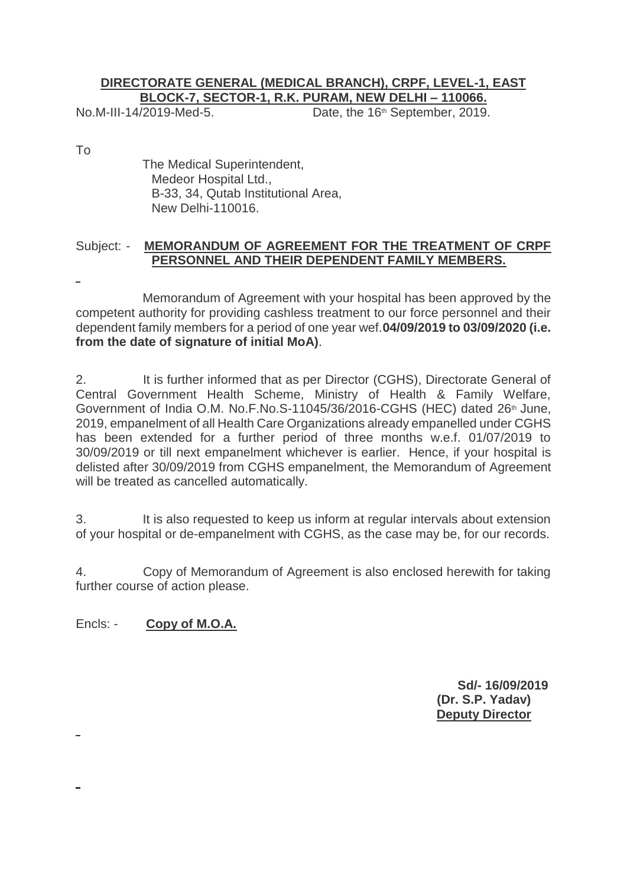**DIRECTORATE GENERAL (MEDICAL BRANCH), CRPF, LEVEL-1, EAST BLOCK-7, SECTOR-1, R.K. PURAM, NEW DELHI – 110066.**

No.M-III-14/2019-Med-5. Date, the 16th September, 2019.

To

The Medical Superintendent,
Medeor Hospital Ltd.,
B-33, 34, Qutab Institutional Area,
New Delhi-110016.

Subject: - **MEMORANDUM OF AGREEMENT FOR THE TREATMENT OF CRPF PERSONNEL AND THEIR DEPENDENT FAMILY MEMBERS.**

Memorandum of Agreement with your hospital has been approved by the competent authority for providing cashless treatment to our force personnel and their dependent family members for a period of one year wef.**04/09/2019 to 03/09/2020 (i.e. from the date of signature of initial MoA)**.

2. It is further informed that as per Director (CGHS), Directorate General of Central Government Health Scheme, Ministry of Health & Family Welfare, Government of India O.M. No.F.No.S-11045/36/2016-CGHS (HEC) dated 26th June, 2019, empanelment of all Health Care Organizations already empanelled under CGHS has been extended for a further period of three months w.e.f. 01/07/2019 to 30/09/2019 or till next empanelment whichever is earlier. Hence, if your hospital is delisted after 30/09/2019 from CGHS empanelment, the Memorandum of Agreement will be treated as cancelled automatically.

3. It is also requested to keep us inform at regular intervals about extension of your hospital or de-empanelment with CGHS, as the case may be, for our records.

4. Copy of Memorandum of Agreement is also enclosed herewith for taking further course of action please.

Encls: - **Copy of M.O.A.**

**Sd/- 16/09/2019**
**(Dr. S.P. Yadav)**
**Deputy Director**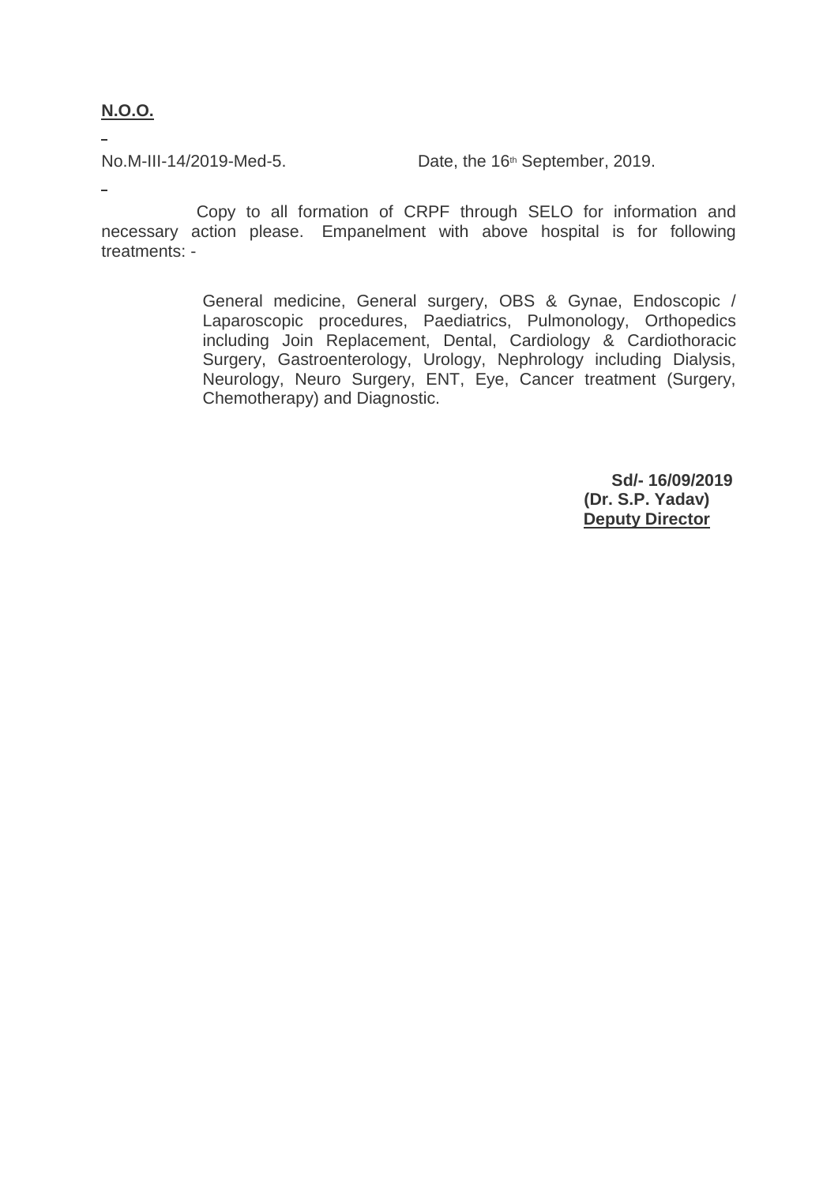**N.O.O.**

No.M-III-14/2019-Med-5. Date, the 16th September, 2019.

Copy to all formation of CRPF through SELO for information and necessary action please. Empanelment with above hospital is for following treatments: -

General medicine, General surgery, OBS & Gynae, Endoscopic / Laparoscopic procedures, Paediatrics, Pulmonology, Orthopedics including Join Replacement, Dental, Cardiology & Cardiothoracic Surgery, Gastroenterology, Urology, Nephrology including Dialysis, Neurology, Neuro Surgery, ENT, Eye, Cancer treatment (Surgery, Chemotherapy) and Diagnostic.

**Sd/- 16/09/2019**
**(Dr. S.P. Yadav)**
**Deputy Director**